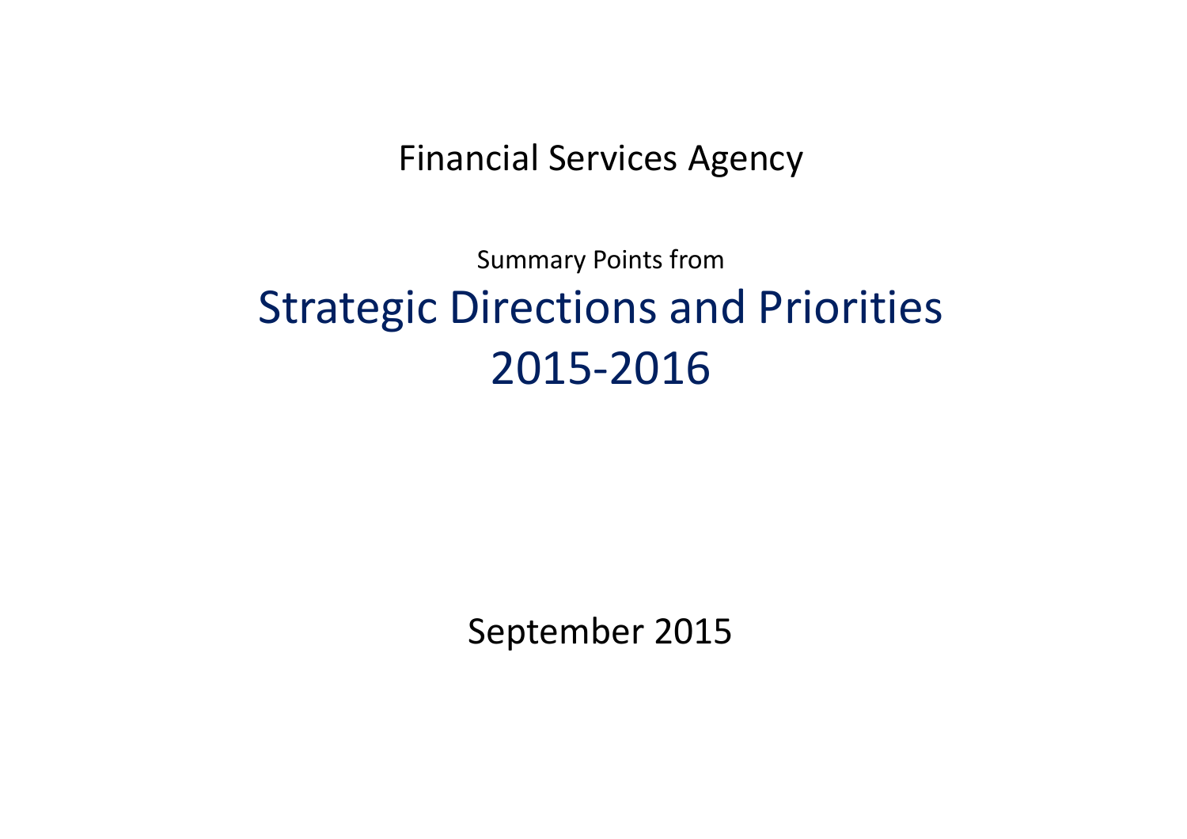Financial Services Agency

Summary Points from

# Strategic Directions and Priorities 2015-2016

September 2015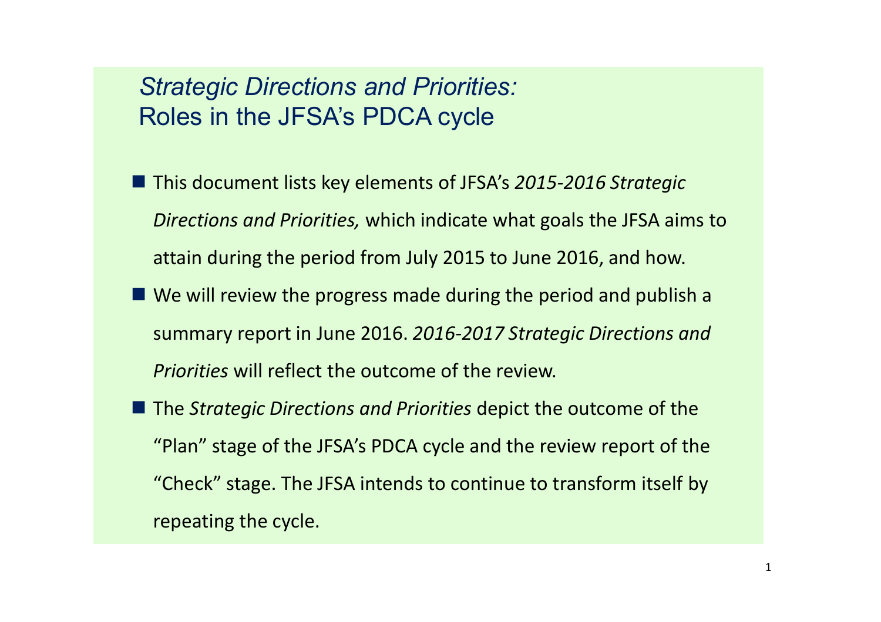## *Strategic Directions and Priorities:*
## Roles in the JFSA's PDCA cycle

- This document lists key elements of JFSA's *2015-2016 Strategic Directions and Priorities,* which indicate what goals the JFSA aims to attain during the period from July 2015 to June 2016, and how.
- We will review the progress made during the period and publish a summary report in June 2016. *2016-2017 Strategic Directions and Priorities* will reflect the outcome of the review.
- The *Strategic Directions and Priorities* depict the outcome of the "Plan" stage of the JFSA's PDCA cycle and the review report of the "Check" stage. The JFSA intends to continue to transform itself by repeating the cycle.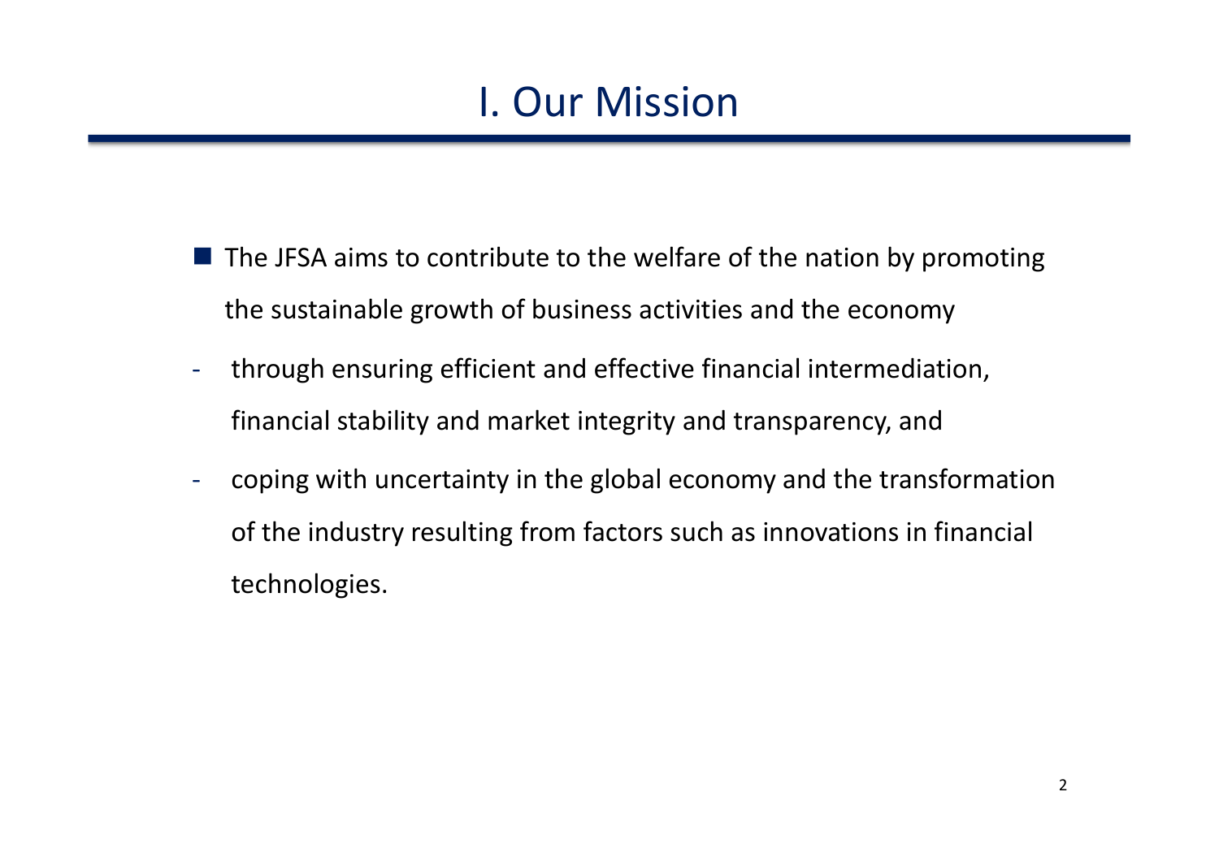# I. Our Mission

- The JFSA aims to contribute to the welfare of the nation by promoting the sustainable growth of business activities and the economy
  - through ensuring efficient and effective financial intermediation, financial stability and market integrity and transparency, and
  - coping with uncertainty in the global economy and the transformation of the industry resulting from factors such as innovations in financial technologies.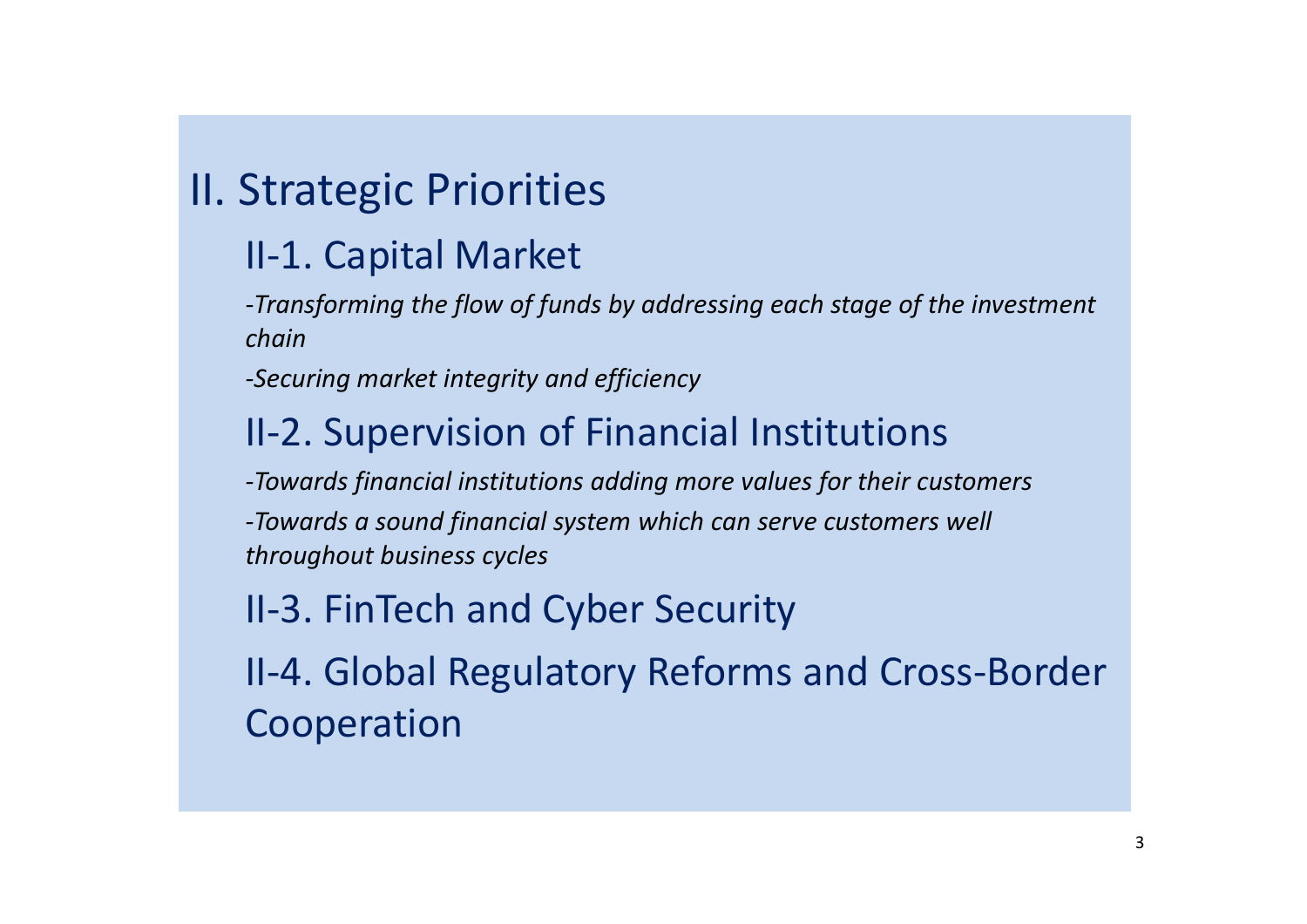# II. Strategic Priorities

## II-1. Capital Market

*-Transforming the flow of funds by addressing each stage of the investment chain*

*-Securing market integrity and efficiency*

## II-2. Supervision of Financial Institutions

*-Towards financial institutions adding more values for their customers*

*-Towards a sound financial system which can serve customers well throughout business cycles*

## II-3. FinTech and Cyber Security

## II-4. Global Regulatory Reforms and Cross-Border Cooperation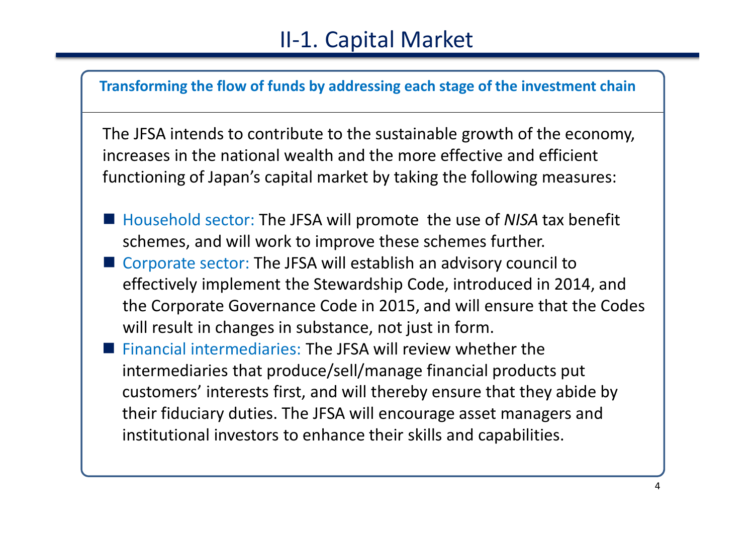# II-1. Capital Market

**Transforming the flow of funds by addressing each stage of the investment chain**

The JFSA intends to contribute to the sustainable growth of the economy, increases in the national wealth and the more effective and efficient functioning of Japan's capital market by taking the following measures:

- Household sector: The JFSA will promote the use of *NISA* tax benefit schemes, and will work to improve these schemes further.
- Corporate sector: The JFSA will establish an advisory council to effectively implement the Stewardship Code, introduced in 2014, and the Corporate Governance Code in 2015, and will ensure that the Codes will result in changes in substance, not just in form.
- Financial intermediaries: The JFSA will review whether the intermediaries that produce/sell/manage financial products put customers' interests first, and will thereby ensure that they abide by their fiduciary duties. The JFSA will encourage asset managers and institutional investors to enhance their skills and capabilities.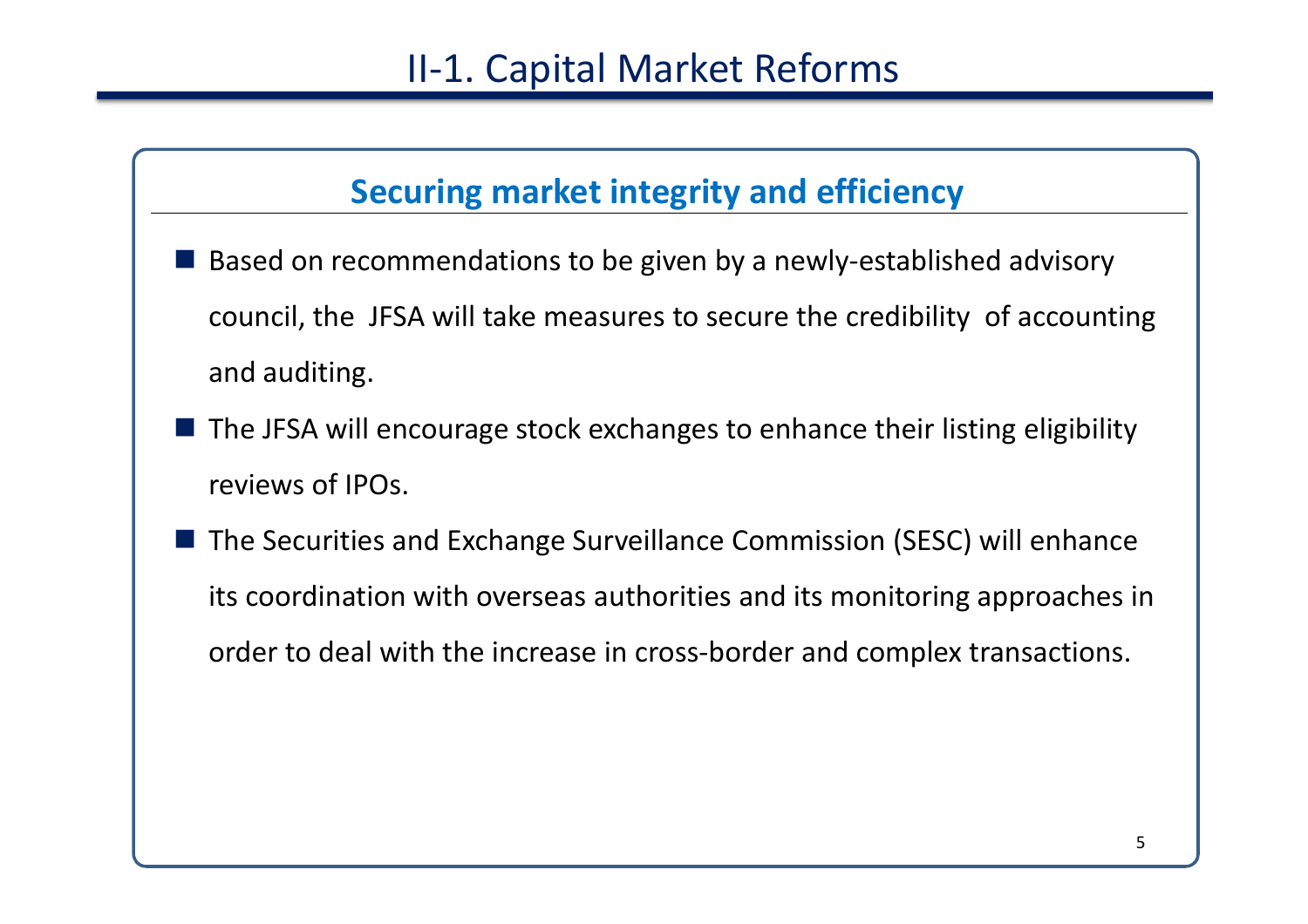# II-1. Capital Market Reforms

## Securing market integrity and efficiency

- Based on recommendations to be given by a newly-established advisory council, the JFSA will take measures to secure the credibility of accounting and auditing.
- The JFSA will encourage stock exchanges to enhance their listing eligibility reviews of IPOs.
- The Securities and Exchange Surveillance Commission (SESC) will enhance its coordination with overseas authorities and its monitoring approaches in order to deal with the increase in cross-border and complex transactions.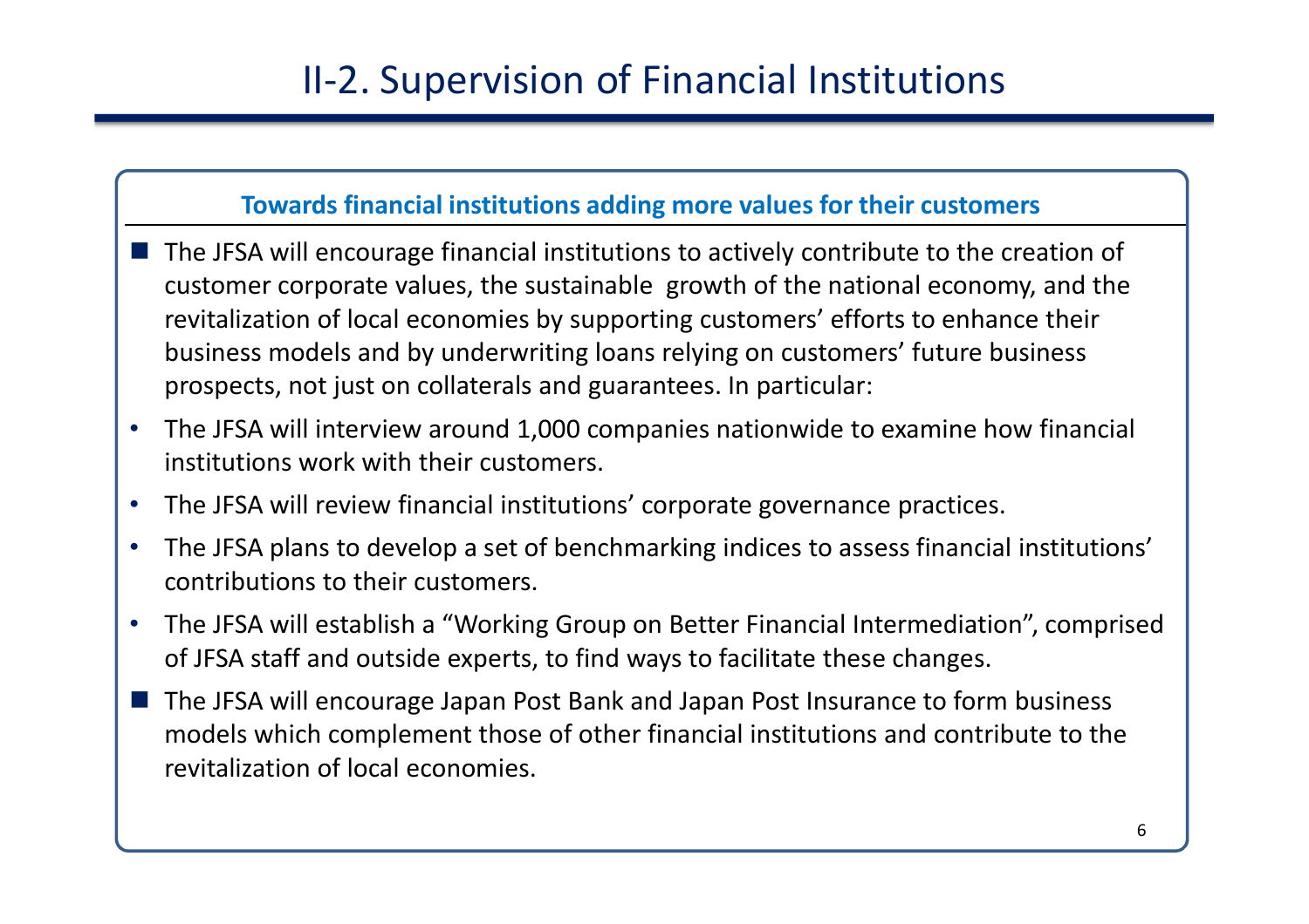# II-2. Supervision of Financial Institutions

**Towards financial institutions adding more values for their customers**

- The JFSA will encourage financial institutions to actively contribute to the creation of customer corporate values, the sustainable growth of the national economy, and the revitalization of local economies by supporting customers' efforts to enhance their business models and by underwriting loans relying on customers' future business prospects, not just on collaterals and guarantees. In particular:
  - The JFSA will interview around 1,000 companies nationwide to examine how financial institutions work with their customers.
  - The JFSA will review financial institutions' corporate governance practices.
  - The JFSA plans to develop a set of benchmarking indices to assess financial institutions' contributions to their customers.
  - The JFSA will establish a "Working Group on Better Financial Intermediation", comprised of JFSA staff and outside experts, to find ways to facilitate these changes.
- The JFSA will encourage Japan Post Bank and Japan Post Insurance to form business models which complement those of other financial institutions and contribute to the revitalization of local economies.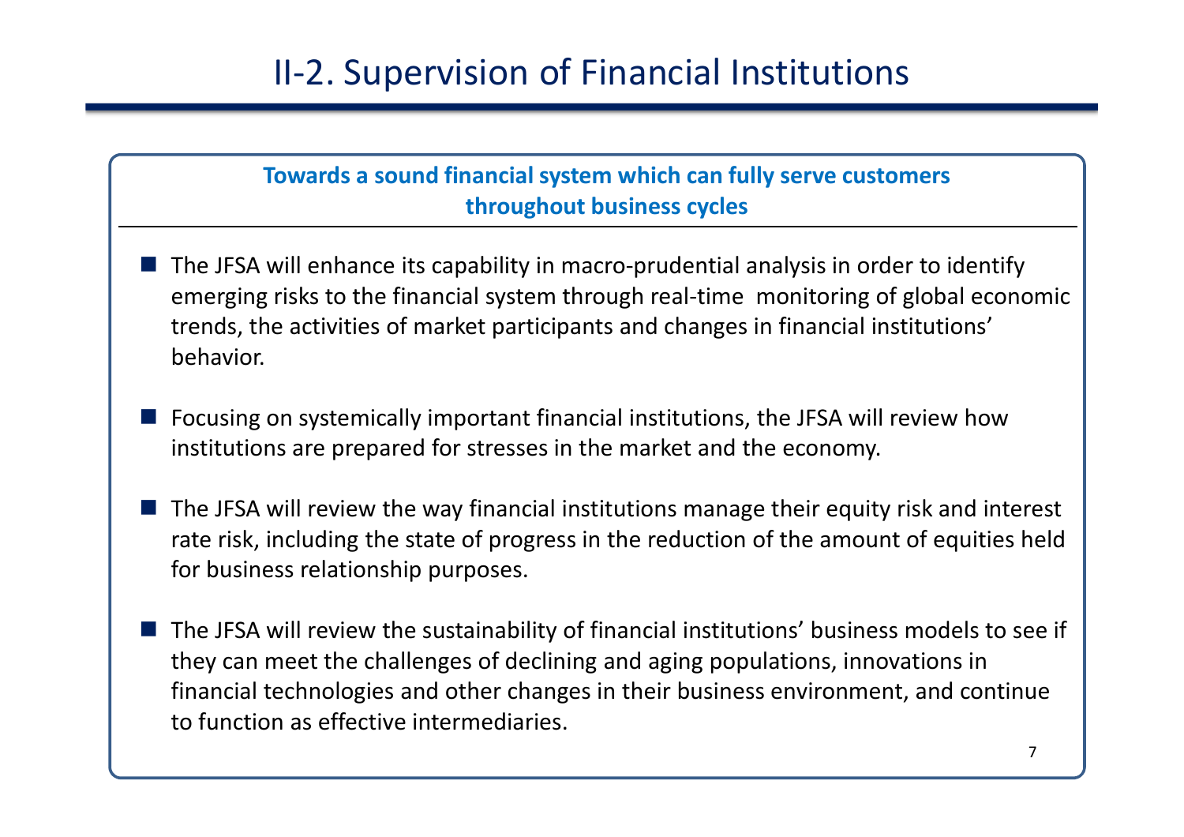# II-2. Supervision of Financial Institutions

**Towards a sound financial system which can fully serve customers throughout business cycles**

- The JFSA will enhance its capability in macro-prudential analysis in order to identify emerging risks to the financial system through real-time monitoring of global economic trends, the activities of market participants and changes in financial institutions' behavior.

- Focusing on systemically important financial institutions, the JFSA will review how institutions are prepared for stresses in the market and the economy.

- The JFSA will review the way financial institutions manage their equity risk and interest rate risk, including the state of progress in the reduction of the amount of equities held for business relationship purposes.

- The JFSA will review the sustainability of financial institutions' business models to see if they can meet the challenges of declining and aging populations, innovations in financial technologies and other changes in their business environment, and continue to function as effective intermediaries.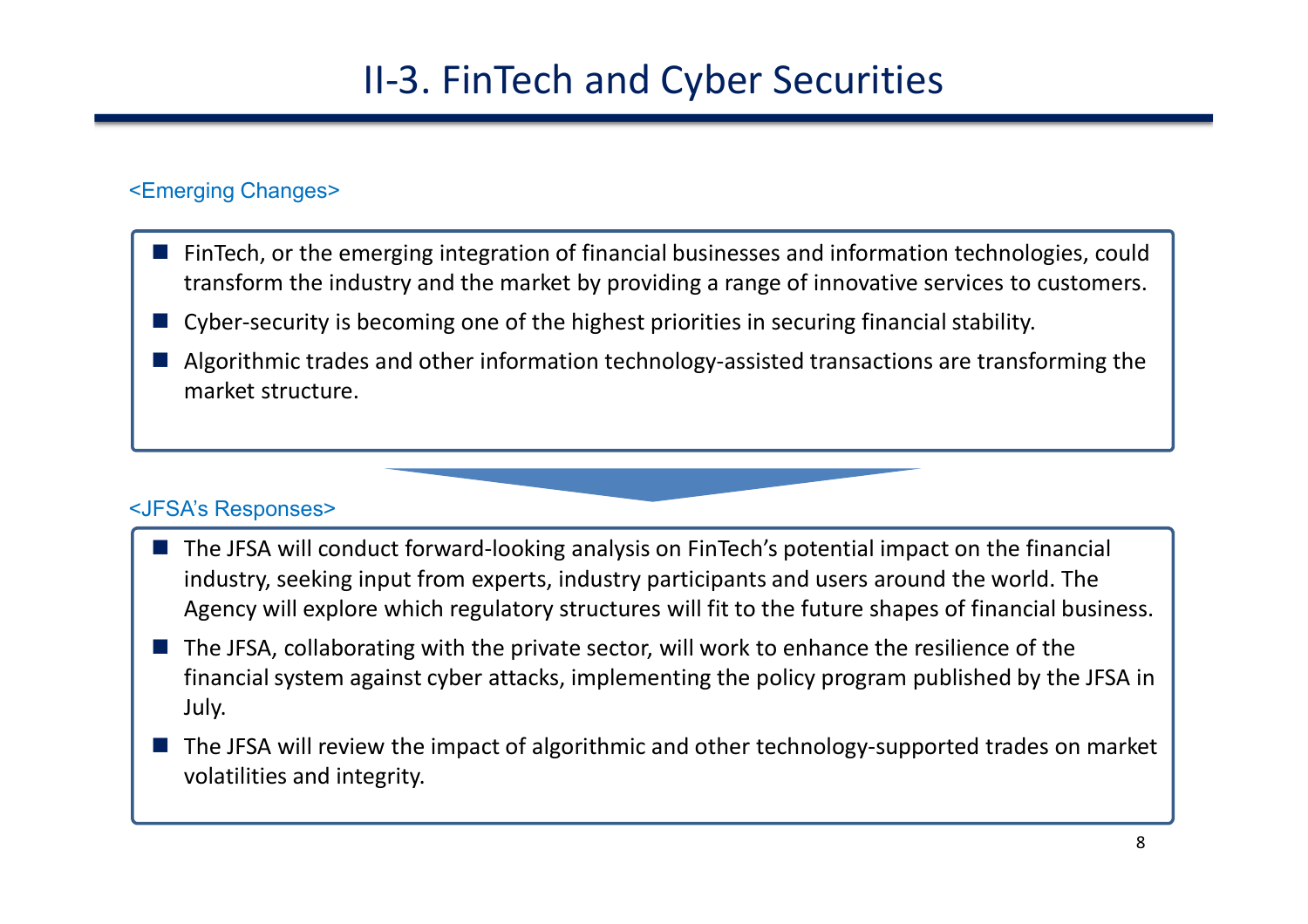# II-3. FinTech and Cyber Securities

<Emerging Changes>

- FinTech, or the emerging integration of financial businesses and information technologies, could transform the industry and the market by providing a range of innovative services to customers.
- Cyber-security is becoming one of the highest priorities in securing financial stability.
- Algorithmic trades and other information technology-assisted transactions are transforming the market structure.

<JFSA's Responses>

- The JFSA will conduct forward-looking analysis on FinTech's potential impact on the financial industry, seeking input from experts, industry participants and users around the world. The Agency will explore which regulatory structures will fit to the future shapes of financial business.
- The JFSA, collaborating with the private sector, will work to enhance the resilience of the financial system against cyber attacks, implementing the policy program published by the JFSA in July.
- The JFSA will review the impact of algorithmic and other technology-supported trades on market volatilities and integrity.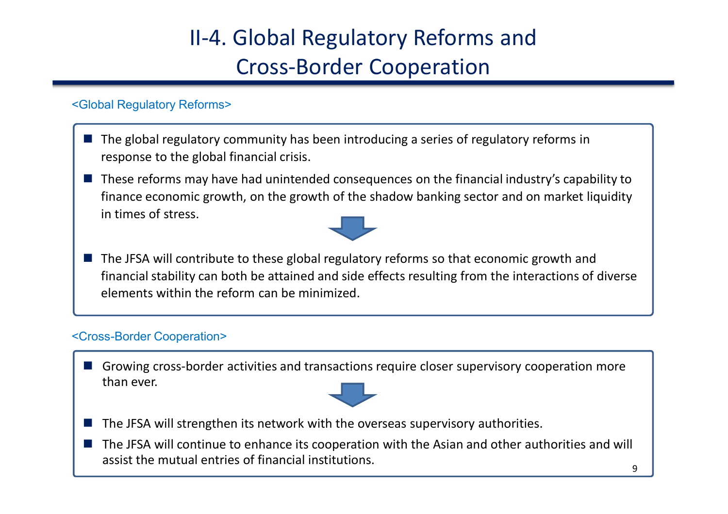# II-4. Global Regulatory Reforms and Cross-Border Cooperation

## <Global Regulatory Reforms>

- The global regulatory community has been introducing a series of regulatory reforms in response to the global financial crisis.
- These reforms may have had unintended consequences on the financial industry's capability to finance economic growth, on the growth of the shadow banking sector and on market liquidity in times of stress.

↓

- The JFSA will contribute to these global regulatory reforms so that economic growth and financial stability can both be attained and side effects resulting from the interactions of diverse elements within the reform can be minimized.

## <Cross-Border Cooperation>

- Growing cross-border activities and transactions require closer supervisory cooperation more than ever.

↓

- The JFSA will strengthen its network with the overseas supervisory authorities.
- The JFSA will continue to enhance its cooperation with the Asian and other authorities and will assist the mutual entries of financial institutions.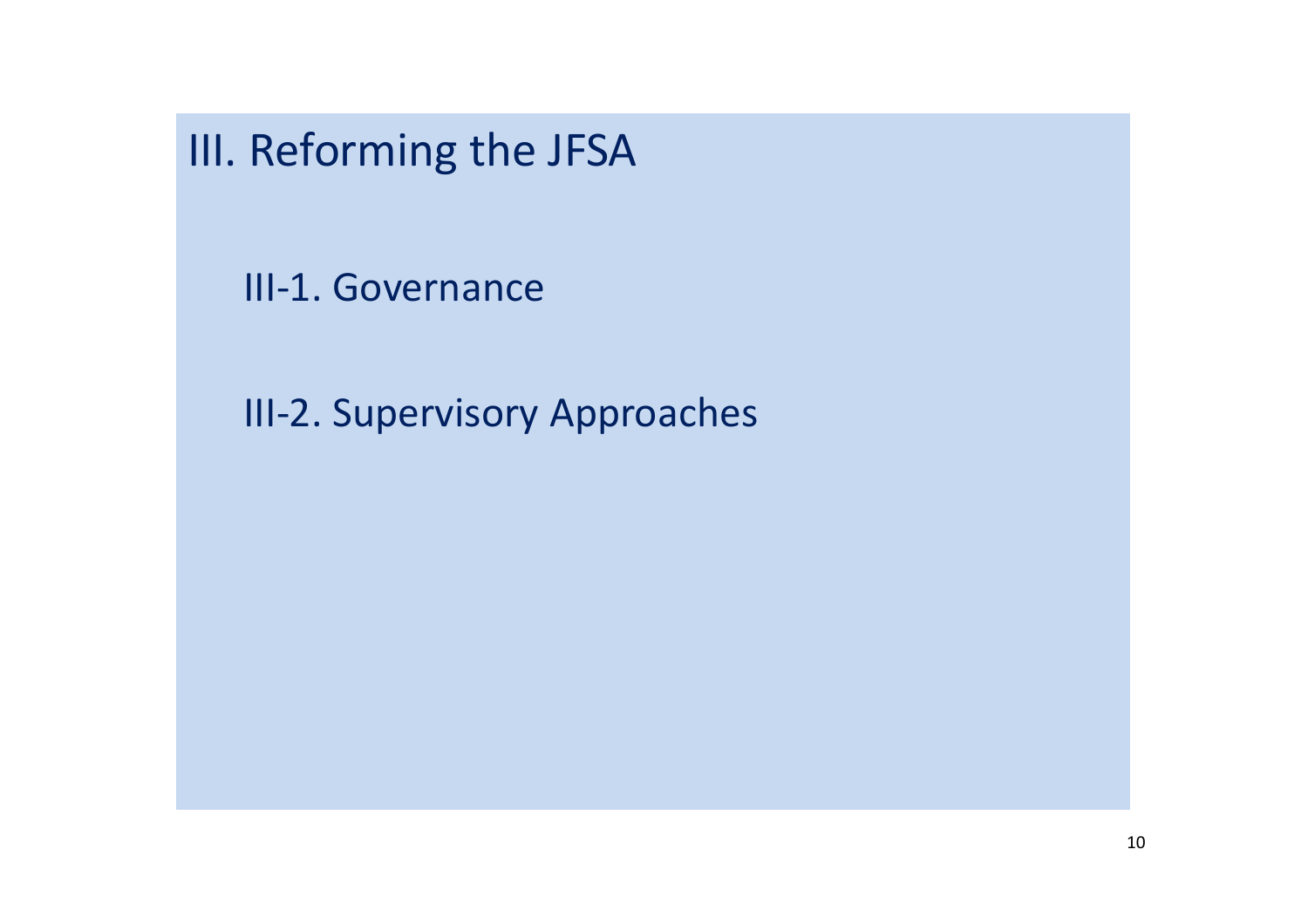# III. Reforming the JFSA

## III-1. Governance

## III-2. Supervisory Approaches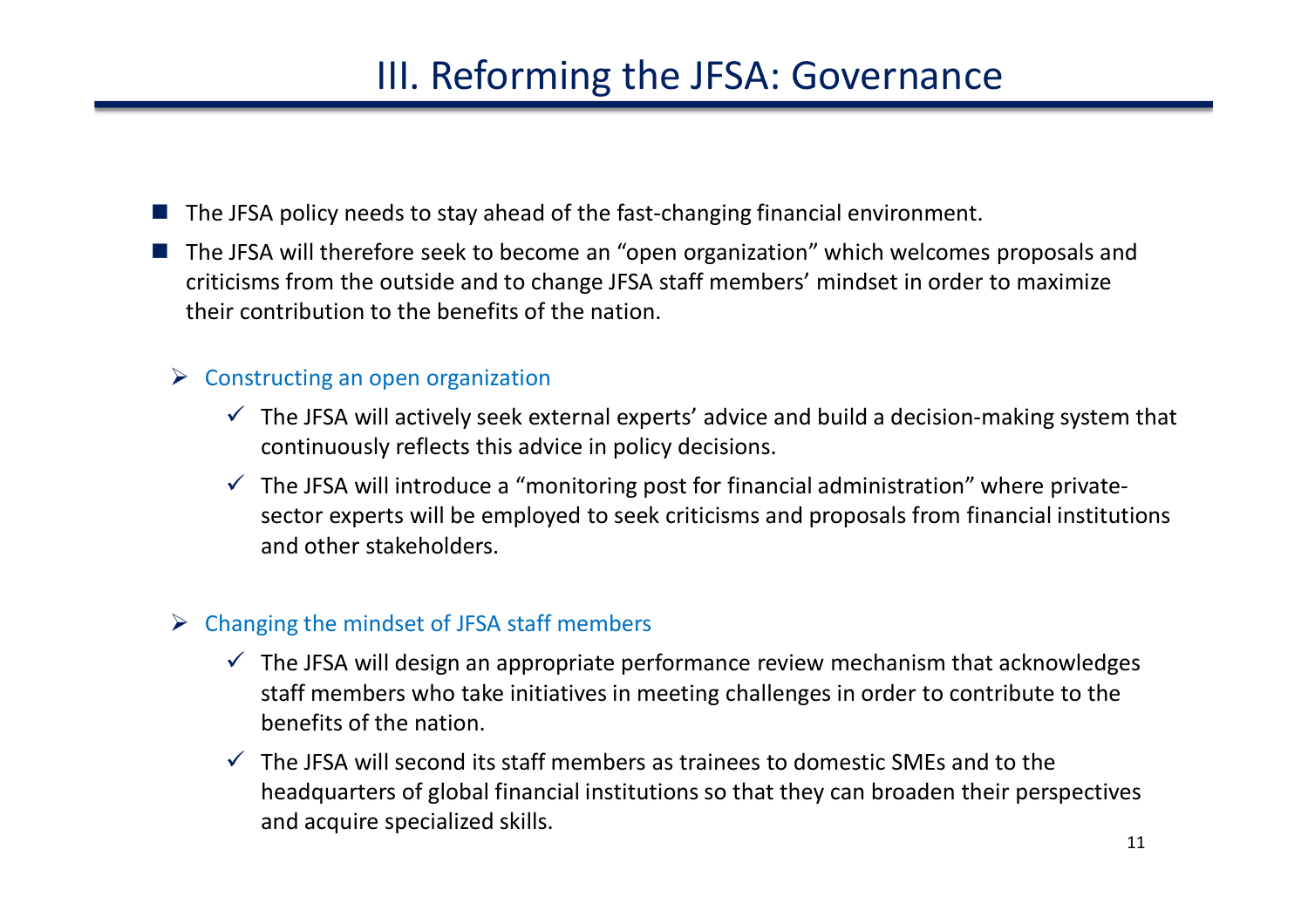# III. Reforming the JFSA: Governance

- The JFSA policy needs to stay ahead of the fast-changing financial environment.
- The JFSA will therefore seek to become an “open organization” which welcomes proposals and criticisms from the outside and to change JFSA staff members’ mindset in order to maximize their contribution to the benefits of the nation.

  - Constructing an open organization
    - ✓ The JFSA will actively seek external experts’ advice and build a decision-making system that continuously reflects this advice in policy decisions.
    - ✓ The JFSA will introduce a “monitoring post for financial administration” where private-sector experts will be employed to seek criticisms and proposals from financial institutions and other stakeholders.

  - Changing the mindset of JFSA staff members
    - ✓ The JFSA will design an appropriate performance review mechanism that acknowledges staff members who take initiatives in meeting challenges in order to contribute to the benefits of the nation.
    - ✓ The JFSA will second its staff members as trainees to domestic SMEs and to the headquarters of global financial institutions so that they can broaden their perspectives and acquire specialized skills.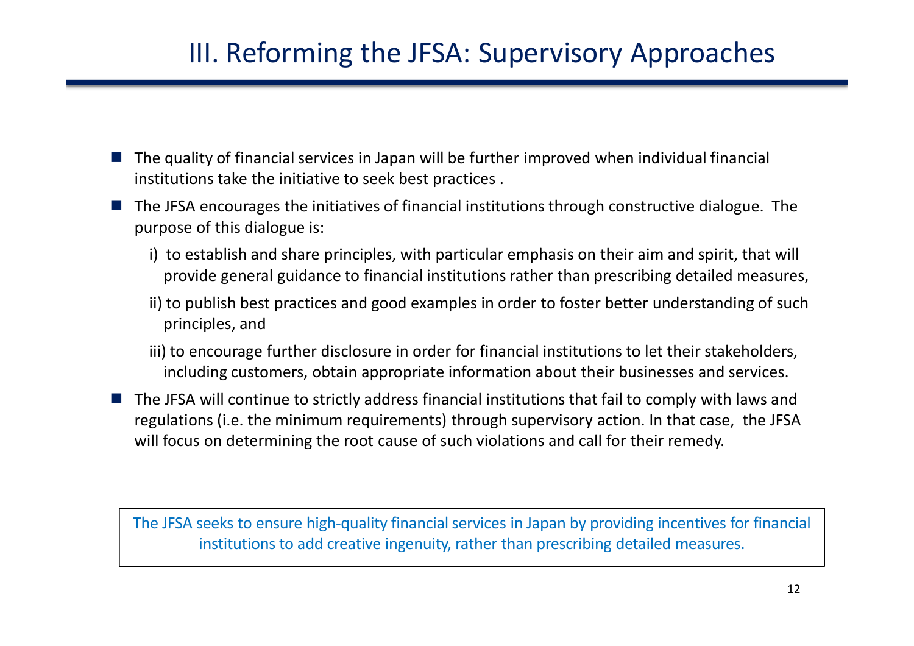# III. Reforming the JFSA: Supervisory Approaches

- The quality of financial services in Japan will be further improved when individual financial institutions take the initiative to seek best practices .
- The JFSA encourages the initiatives of financial institutions through constructive dialogue. The purpose of this dialogue is:
  - i) to establish and share principles, with particular emphasis on their aim and spirit, that will provide general guidance to financial institutions rather than prescribing detailed measures,
  - ii) to publish best practices and good examples in order to foster better understanding of such principles, and
  - iii) to encourage further disclosure in order for financial institutions to let their stakeholders, including customers, obtain appropriate information about their businesses and services.
- The JFSA will continue to strictly address financial institutions that fail to comply with laws and regulations (i.e. the minimum requirements) through supervisory action. In that case, the JFSA will focus on determining the root cause of such violations and call for their remedy.

The JFSA seeks to ensure high-quality financial services in Japan by providing incentives for financial institutions to add creative ingenuity, rather than prescribing detailed measures.